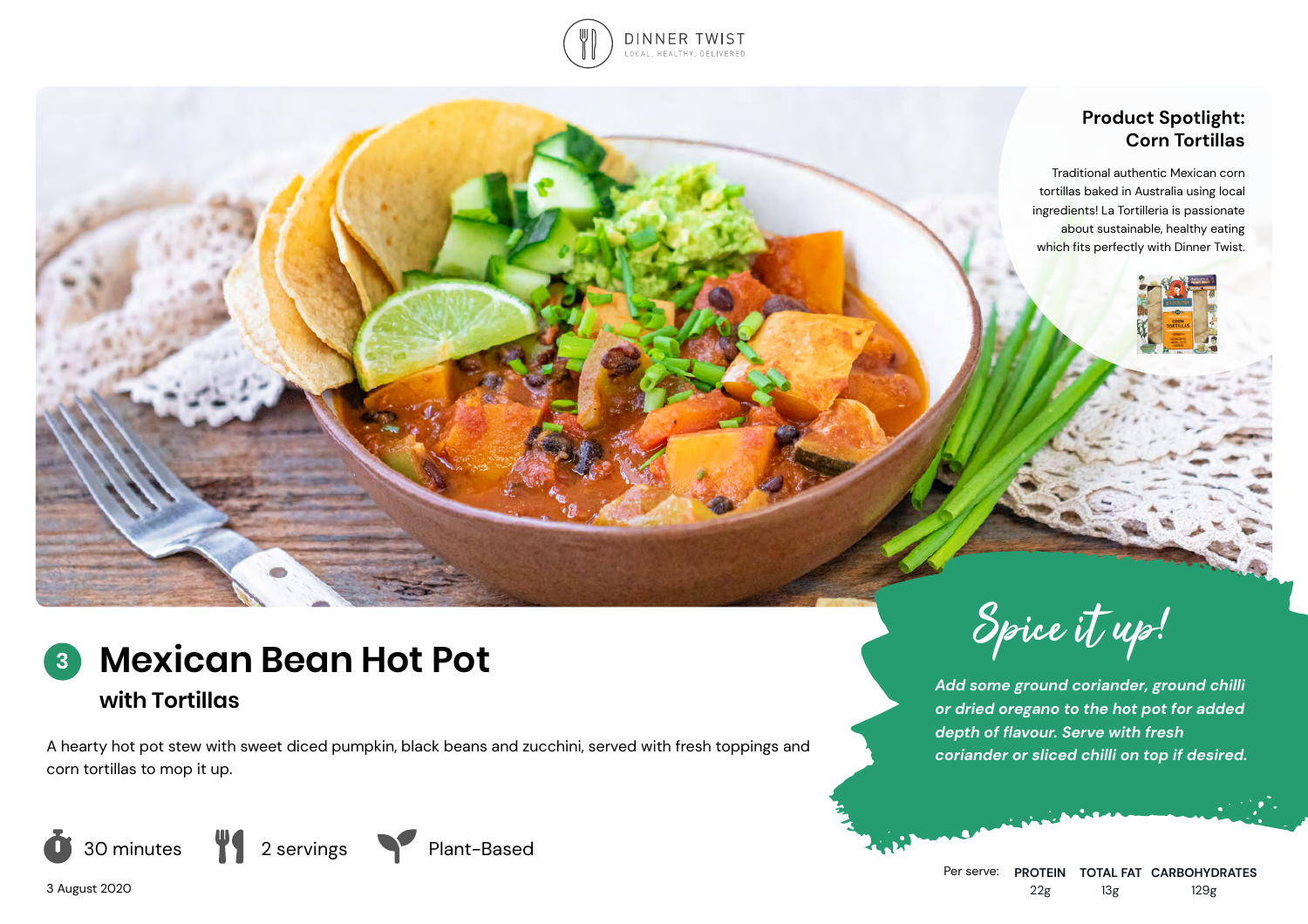DINNER TWIST
LOCAL, HEALTHY, DELIVERED

## Product Spotlight: Corn Tortillas

Traditional authentic Mexican corn tortillas baked in Australia using local ingredients! La Tortilleria is passionate about sustainable, healthy eating which fits perfectly with Dinner Twist.

# 3 Mexican Bean Hot Pot

### with Tortillas

A hearty hot pot stew with sweet diced pumpkin, black beans and zucchini, served with fresh toppings and corn tortillas to mop it up.

30 minutes | 2 servings | Plant-Based

3 August 2020

## Spice it up!

***Add some ground coriander, ground chilli or dried oregano to the hot pot for added depth of flavour. Serve with fresh coriander or sliced chilli on top if desired.***

| Per serve: | PROTEIN | TOTAL FAT | CARBOHYDRATES |
|---|---|---|---|
| | 22g | 13g | 129g |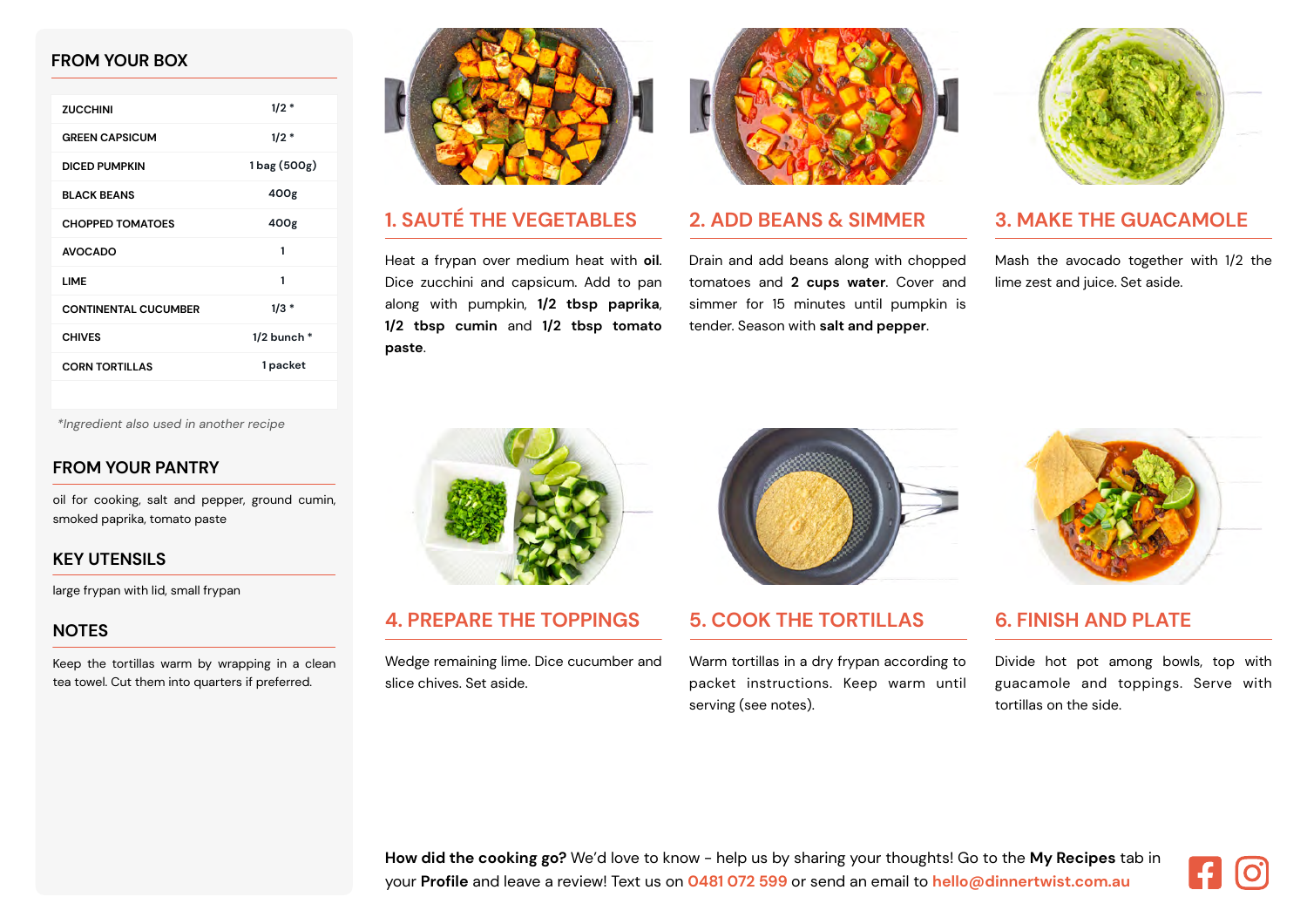## FROM YOUR BOX

| | |
|---|---|
| ZUCCHINI | 1/2 * |
| GREEN CAPSICUM | 1/2 * |
| DICED PUMPKIN | 1 bag (500g) |
| BLACK BEANS | 400g |
| CHOPPED TOMATOES | 400g |
| AVOCADO | 1 |
| LIME | 1 |
| CONTINENTAL CUCUMBER | 1/3 * |
| CHIVES | 1/2 bunch * |
| CORN TORTILLAS | 1 packet |

*\*Ingredient also used in another recipe*

## FROM YOUR PANTRY

oil for cooking, salt and pepper, ground cumin, smoked paprika, tomato paste

## KEY UTENSILS

large frypan with lid, small frypan

## NOTES

Keep the tortillas warm by wrapping in a clean tea towel. Cut them into quarters if preferred.

## 1. SAUTÉ THE VEGETABLES

Heat a frypan over medium heat with **oil**. Dice zucchini and capsicum. Add to pan along with pumpkin, **1/2 tbsp paprika**, **1/2 tbsp cumin** and **1/2 tbsp tomato paste**.

## 2. ADD BEANS & SIMMER

Drain and add beans along with chopped tomatoes and **2 cups water**. Cover and simmer for 15 minutes until pumpkin is tender. Season with **salt and pepper**.

## 3. MAKE THE GUACAMOLE

Mash the avocado together with 1/2 the lime zest and juice. Set aside.

## 4. PREPARE THE TOPPINGS

Wedge remaining lime. Dice cucumber and slice chives. Set aside.

## 5. COOK THE TORTILLAS

Warm tortillas in a dry frypan according to packet instructions. Keep warm until serving (see notes).

## 6. FINISH AND PLATE

Divide hot pot among bowls, top with guacamole and toppings. Serve with tortillas on the side.

**How did the cooking go?** We'd love to know - help us by sharing your thoughts! Go to the **My Recipes** tab in your **Profile** and leave a review! Text us on 0481 072 599 or send an email to hello@dinnertwist.com.au